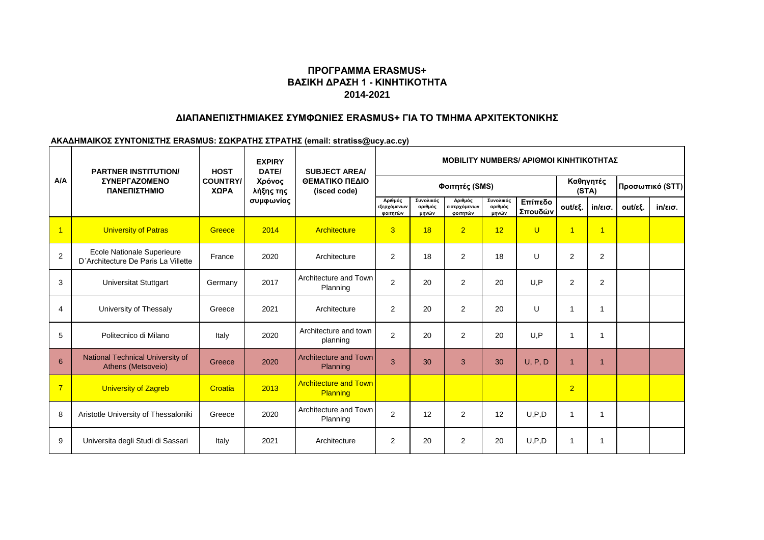## ΠΡΟΓΡΑΜΜΑ ERASMUS+
## ΒΑΣΙΚΗ ΔΡΑΣΗ 1 - ΚΙΝΗΤΙΚΟΤΗΤΑ
## 2014-2021

### ΔΙΑΠΑΝΕΠΙΣΤΗΜΙΑΚΕΣ ΣΥΜΦΩΝΙΕΣ ERASMUS+ ΓΙΑ ΤΟ ΤΜΗΜΑ ΑΡΧΙΤΕΚΤΟΝΙΚΗΣ

**ΑΚΑΔΗΜΑΙΚΟΣ ΣΥΝΤΟΝΙΣΤΗΣ ERASMUS: ΣΩΚΡΑΤΗΣ ΣΤΡΑΤΗΣ (email: stratiss@ucy.ac.cy)**

| Α/Α | PARTNER INSTITUTION/ ΣΥΝΕΡΓΑΖΟΜΕΝΟ ΠΑΝΕΠΙΣΤΗΜΙΟ | HOST COUNTRY/ ΧΩΡΑ | EXPIRY DATE/ Χρόνος λήξης της συμφωνίας | SUBJECT AREA/ ΘΕΜΑΤΙΚΟ ΠΕΔΙΟ (isced code) | MOBILITY NUMBERS/ ΑΡΙΘΜΟΙ ΚΙΝΗΤΙΚΟΤΗΤΑΣ | | | | | | | | |
|---|---|---|---|---|---|---|---|---|---|---|---|---|---|
| | | | | | Φοιτητές (SMS) | | | | | Καθηγητές (STA) | | Προσωπικό (STT) | |
| | | | | | Αριθμός εξερχόμενων φοιτητών | Συνολικός αριθμός μηνών | Αριθμός εισερχόμενων φοιτητών | Συνολικός αριθμός μηνών | Επίπεδο Σπουδών | out/εξ. | in/εισ. | out/εξ. | in/εισ. |
| 1 | University of Patras | Greece | 2014 | Architecture | 3 | 18 | 2 | 12 | U | 1 | 1 | | |
| 2 | Ecole Nationale Superieure D´Architecture De Paris La Villette | France | 2020 | Architecture | 2 | 18 | 2 | 18 | U | 2 | 2 | | |
| 3 | Universitat Stuttgart | Germany | 2017 | Architecture and Town Planning | 2 | 20 | 2 | 20 | U,P | 2 | 2 | | |
| 4 | University of Thessaly | Greece | 2021 | Architecture | 2 | 20 | 2 | 20 | U | 1 | 1 | | |
| 5 | Politecnico di Milano | Italy | 2020 | Architecture and town planning | 2 | 20 | 2 | 20 | U,P | 1 | 1 | | |
| 6 | National Technical University of Athens (Metsoveio) | Greece | 2020 | Architecture and Town Planning | 3 | 30 | 3 | 30 | U, P, D | 1 | 1 | | |
| 7 | University of Zagreb | Croatia | 2013 | Architecture and Town Planning | | | | | | 2 | | | |
| 8 | Aristotle University of Thessaloniki | Greece | 2020 | Architecture and Town Planning | 2 | 12 | 2 | 12 | U,P,D | 1 | 1 | | |
| 9 | Universita degli Studi di Sassari | Italy | 2021 | Architecture | 2 | 20 | 2 | 20 | U,P,D | 1 | 1 | | |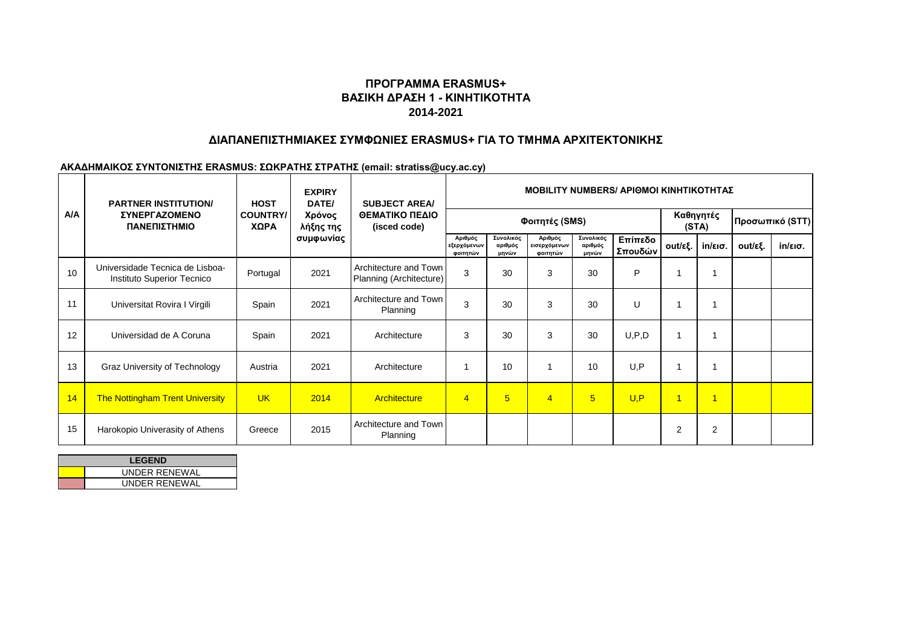## ΠΡΟΓΡΑΜΜΑ ERASMUS+
## ΒΑΣΙΚΗ ΔΡΑΣΗ 1 - ΚΙΝΗΤΙΚΟΤΗΤΑ
## 2014-2021

### ΔΙΑΠΑΝΕΠΙΣΤΗΜΙΑΚΕΣ ΣΥΜΦΩΝΙΕΣ ERASMUS+ ΓΙΑ ΤΟ ΤΜΗΜΑ ΑΡΧΙΤΕΚΤΟΝΙΚΗΣ

**ΑΚΑΔΗΜΑΙΚΟΣ ΣΥΝΤΟΝΙΣΤΗΣ ERASMUS: ΣΩΚΡΑΤΗΣ ΣΤΡΑΤΗΣ (email: stratiss@ucy.ac.cy)**

| A/A | PARTNER INSTITUTION/ ΣΥΝΕΡΓΑΖΟΜΕΝΟ ΠΑΝΕΠΙΣΤΗΜΙΟ | HOST COUNTRY/ ΧΩΡΑ | EXPIRY DATE/ Χρόνος λήξης της συμφωνίας | SUBJECT AREA/ ΘΕΜΑΤΙΚΟ ΠΕΔΙΟ (isced code) | MOBILITY NUMBERS/ ΑΡΙΘΜΟΙ ΚΙΝΗΤΙΚΟΤΗΤΑΣ | | | | | | | | |
|---|---|---|---|---|---|---|---|---|---|---|---|---|---|
| | | | | | Φοιτητές (SMS) | | | | | Καθηγητές (STA) | | Προσωπικό (STT) | |
| | | | | | Αριθμός εξερχόμενων φοιτητών | Συνολικός αριθμός μηνών | Αριθμός εισερχόμενων φοιτητών | Συνολικός αριθμός μηνών | Επίπεδο Σπουδών | out/εξ. | in/εισ. | out/εξ. | in/εισ. |
| 10 | Universidade Tecnica de Lisboa- Instituto Superior Tecnico | Portugal | 2021 | Architecture and Town Planning (Architecture) | 3 | 30 | 3 | 30 | P | 1 | 1 | | |
| 11 | Universitat Rovira I Virgili | Spain | 2021 | Architecture and Town Planning | 3 | 30 | 3 | 30 | U | 1 | 1 | | |
| 12 | Universidad de A Coruna | Spain | 2021 | Architecture | 3 | 30 | 3 | 30 | U,P,D | 1 | 1 | | |
| 13 | Graz University of Technology | Austria | 2021 | Architecture | 1 | 10 | 1 | 10 | U,P | 1 | 1 | | |
| 14 | The Nottingham Trent University | UK | 2014 | Architecture | 4 | 5 | 4 | 5 | U,P | 1 | 1 | | |
| 15 | Harokopio Univerasity of Athens | Greece | 2015 | Architecture and Town Planning | | | | | | 2 | 2 | | |

| LEGEND | |
|---|---|
| (yellow) | UNDER RENEWAL |
| (pink) | UNDER RENEWAL |